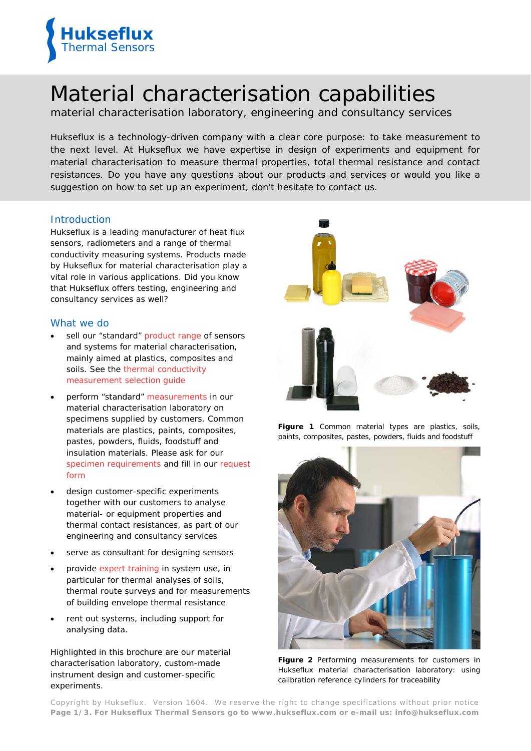Hukseflux
Thermal Sensors

# Material characterisation capabilities

material characterisation laboratory, engineering and consultancy services

Hukseflux is a technology-driven company with a clear core purpose: to take measurement to the next level. At Hukseflux we have expertise in design of experiments and equipment for material characterisation to measure thermal properties, total thermal resistance and contact resistances. Do you have any questions about our products and services or would you like a suggestion on how to set up an experiment, don't hesitate to contact us.

## Introduction

Hukseflux is a leading manufacturer of heat flux sensors, radiometers and a range of thermal conductivity measuring systems. Products made by Hukseflux for material characterisation play a vital role in various applications. Did you know that Hukseflux offers testing, engineering and consultancy services as well?

## What we do

- sell our "standard" product range of sensors and systems for material characterisation, mainly aimed at plastics, composites and soils. See the thermal conductivity measurement selection guide
- perform "standard" measurements in our material characterisation laboratory on specimens supplied by customers. Common materials are plastics, paints, composites, pastes, powders, fluids, foodstuff and insulation materials. Please ask for our specimen requirements and fill in our request form
- design customer-specific experiments together with our customers to analyse material- or equipment properties and thermal contact resistances, as part of our engineering and consultancy services
- serve as consultant for designing sensors
- provide expert training in system use, in particular for thermal analyses of soils, thermal route surveys and for measurements of building envelope thermal resistance
- rent out systems, including support for analysing data.

Highlighted in this brochure are our material characterisation laboratory, custom-made instrument design and customer-specific experiments.

**Figure 1** Common material types are plastics, soils, paints, composites, pastes, powders, fluids and foodstuff

**Figure 2** Performing measurements for customers in Hukseflux material characterisation laboratory: using calibration reference cylinders for traceability

Copyright by Hukseflux. Version 1604. We reserve the right to change specifications without prior notice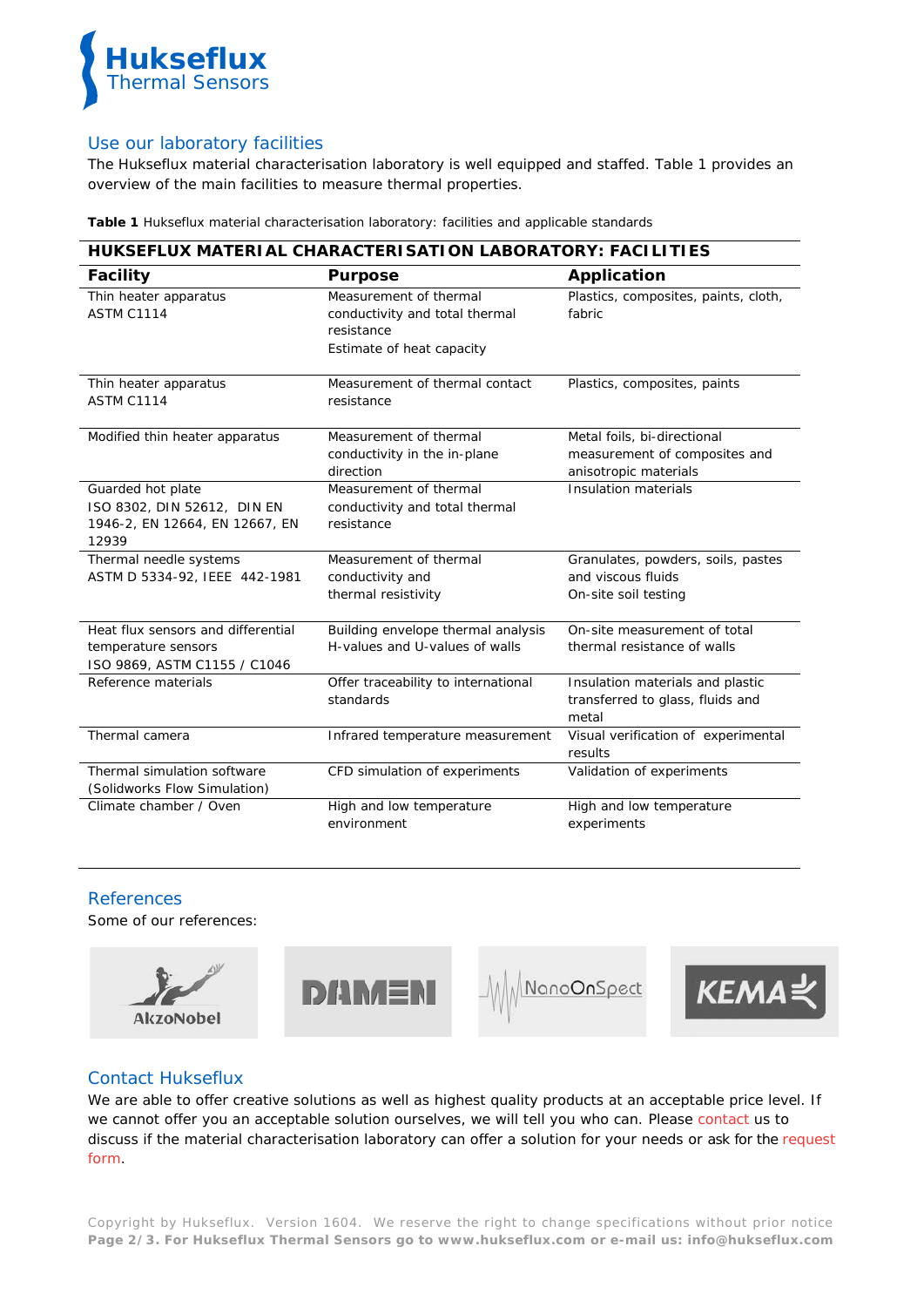## Use our laboratory facilities

The Hukseflux material characterisation laboratory is well equipped and staffed. Table 1 provides an overview of the main facilities to measure thermal properties.

**Table 1** Hukseflux material characterisation laboratory: facilities and applicable standards

| HUKSEFLUX MATERIAL CHARACTERISATION LABORATORY: FACILITIES | | |
|---|---|---|
| **Facility** | **Purpose** | **Application** |
| Thin heater apparatus<br>ASTM C1114 | Measurement of thermal conductivity and total thermal resistance<br>Estimate of heat capacity | Plastics, composites, paints, cloth, fabric |
| Thin heater apparatus<br>ASTM C1114 | Measurement of thermal contact resistance | Plastics, composites, paints |
| Modified thin heater apparatus | Measurement of thermal conductivity in the in-plane direction | Metal foils, bi-directional measurement of composites and anisotropic materials |
| Guarded hot plate<br>ISO 8302, DIN 52612, DIN EN 1946-2, EN 12664, EN 12667, EN 12939 | Measurement of thermal conductivity and total thermal resistance | Insulation materials |
| Thermal needle systems<br>ASTM D 5334-92, IEEE 442-1981 | Measurement of thermal conductivity and thermal resistivity | Granulates, powders, soils, pastes and viscous fluids<br>On-site soil testing |
| Heat flux sensors and differential temperature sensors<br>ISO 9869, ASTM C1155 / C1046 | Building envelope thermal analysis<br>H-values and U-values of walls | On-site measurement of total thermal resistance of walls |
| Reference materials | Offer traceability to international standards | Insulation materials and plastic transferred to glass, fluids and metal |
| Thermal camera | Infrared temperature measurement | Visual verification of experimental results |
| Thermal simulation software (Solidworks Flow Simulation) | CFD simulation of experiments | Validation of experiments |
| Climate chamber / Oven | High and low temperature environment | High and low temperature experiments |

## References

Some of our references:

AkzoNobel, DAMEN, NanoOnSpect, KEMA

## Contact Hukseflux

We are able to offer creative solutions as well as highest quality products at an acceptable price level. If we cannot offer you an acceptable solution ourselves, we will tell you who can. Please contact us to discuss if the material characterisation laboratory can offer a solution for your needs or ask for the request form.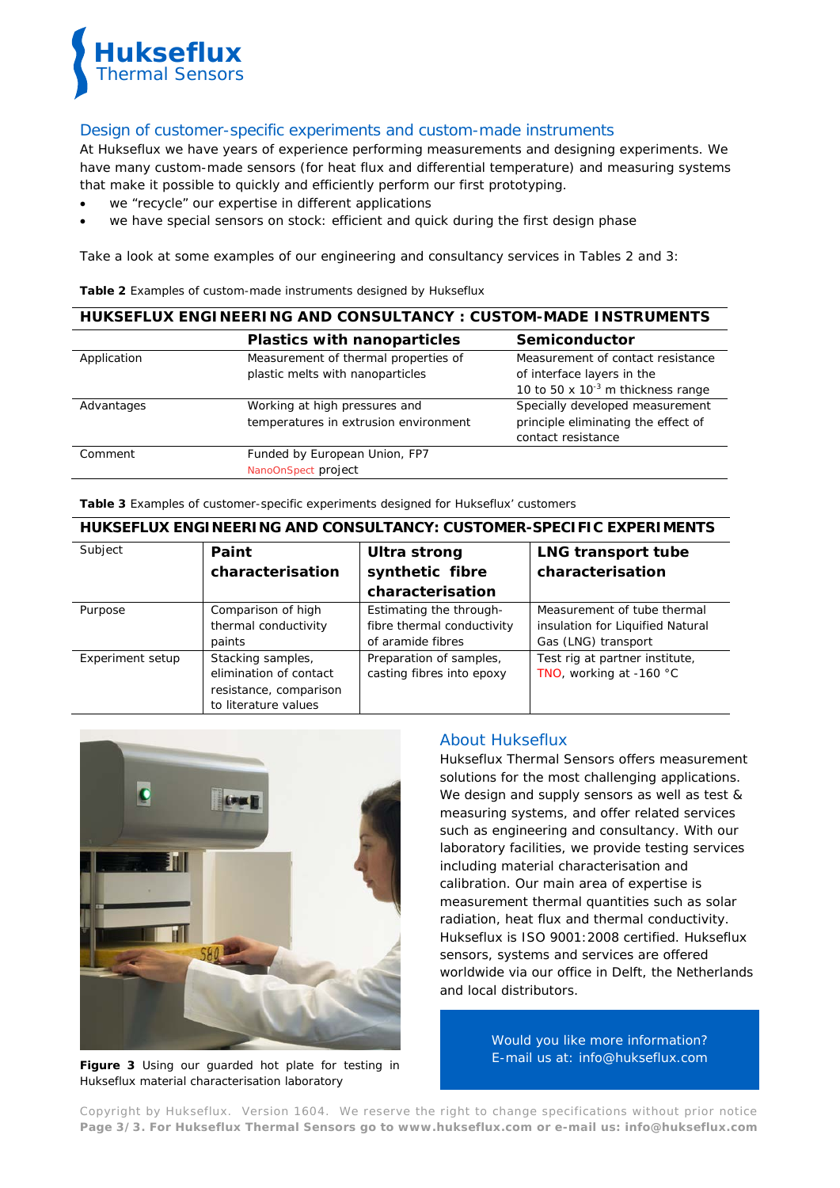## Design of customer-specific experiments and custom-made instruments

At Hukseflux we have years of experience performing measurements and designing experiments. We have many custom-made sensors (for heat flux and differential temperature) and measuring systems that make it possible to quickly and efficiently perform our first prototyping.

- we "recycle" our expertise in different applications
- we have special sensors on stock: efficient and quick during the first design phase

Take a look at some examples of our engineering and consultancy services in Tables 2 and 3:

**Table 2** Examples of custom-made instruments designed by Hukseflux

| HUKSEFLUX ENGINEERING AND CONSULTANCY : CUSTOM-MADE INSTRUMENTS | | |
|---|---|---|
| | **Plastics with nanoparticles** | **Semiconductor** |
| Application | Measurement of thermal properties of plastic melts with nanoparticles | Measurement of contact resistance of interface layers in the 10 to 50 x $10^{-3}$ m thickness range |
| Advantages | Working at high pressures and temperatures in extrusion environment | Specially developed measurement principle eliminating the effect of contact resistance |
| Comment | Funded by European Union, FP7 NanoOnSpect project | |

**Table 3** Examples of customer-specific experiments designed for Hukseflux' customers

| HUKSEFLUX ENGINEERING AND CONSULTANCY: CUSTOMER-SPECIFIC EXPERIMENTS | | | |
|---|---|---|---|
| Subject | **Paint characterisation** | **Ultra strong synthetic fibre characterisation** | **LNG transport tube characterisation** |
| Purpose | Comparison of high thermal conductivity paints | Estimating the through-fibre thermal conductivity of aramide fibres | Measurement of tube thermal insulation for Liquified Natural Gas (LNG) transport |
| Experiment setup | Stacking samples, elimination of contact resistance, comparison to literature values | Preparation of samples, casting fibres into epoxy | Test rig at partner institute, TNO, working at -160 °C |

**Figure 3** Using our guarded hot plate for testing in Hukseflux material characterisation laboratory

## About Hukseflux

Hukseflux Thermal Sensors offers measurement solutions for the most challenging applications. We design and supply sensors as well as test & measuring systems, and offer related services such as engineering and consultancy. With our laboratory facilities, we provide testing services including material characterisation and calibration. Our main area of expertise is measurement thermal quantities such as solar radiation, heat flux and thermal conductivity. Hukseflux is ISO 9001:2008 certified. Hukseflux sensors, systems and services are offered worldwide via our office in Delft, the Netherlands and local distributors.

Would you like more information?
E-mail us at: info@hukseflux.com

Copyright by Hukseflux. Version 1604. We reserve the right to change specifications without prior notice